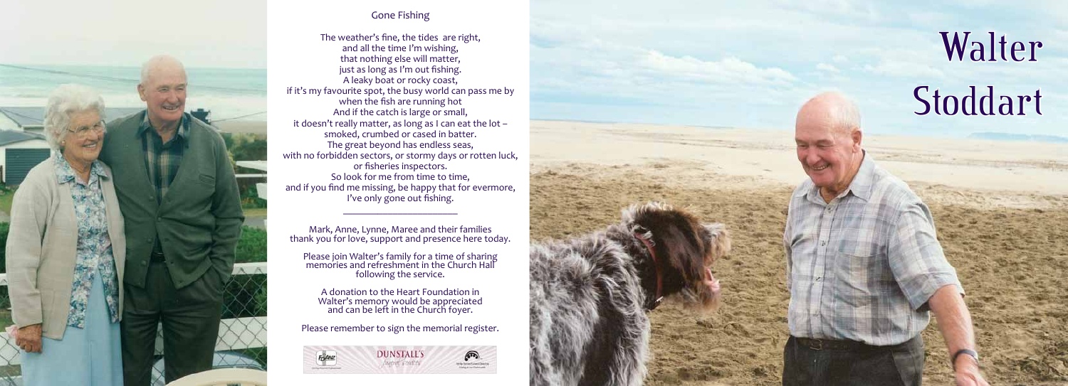# Walter Stoddart

## Gone Fishing

The weather's fine, the tides are right,
and all the time I'm wishing,
that nothing else will matter,
just as long as I'm out fishing.
A leaky boat or rocky coast,
if it's my favourite spot, the busy world can pass me by
when the fish are running hot
And if the catch is large or small,
it doesn't really matter, as long as I can eat the lot –
smoked, crumbed or cased in batter.
The great beyond has endless seas,
with no forbidden sectors, or stormy days or rotten luck,
or fisheries inspectors.
So look for me from time to time,
and if you find me missing, be happy that for evermore,
I've only gone out fishing.

---

Mark, Anne, Lynne, Maree and their families
thank you for love, support and presence here today.

Please join Walter's family for a time of sharing
memories and refreshment in the Church Hall
following the service.

A donation to the Heart Foundation in
Walter's memory would be appreciated
and can be left in the Church foyer.

Please remember to sign the memorial register.

DUNSTALL'S
Funeral Services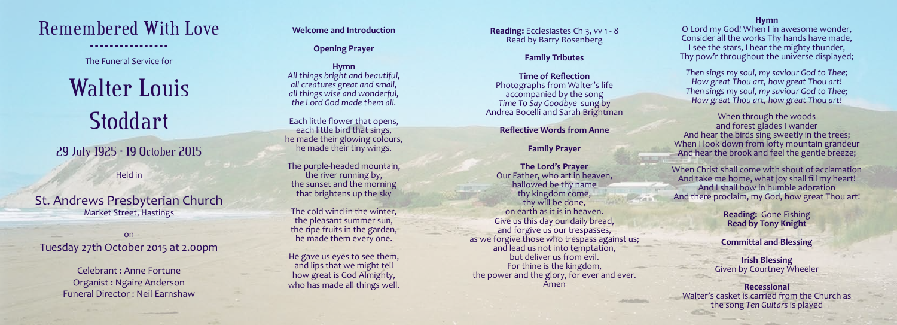# Remembered With Love

---------------

The Funeral Service for

# Walter Louis Stoddart

## 29 July 1925 - 19 October 2015

Held in

St. Andrews Presbyterian Church
Market Street, Hastings

on
Tuesday 27th October 2015 at 2.00pm

Celebrant : Anne Fortune
Organist : Ngaire Anderson
Funeral Director : Neil Earnshaw

**Welcome and Introduction**

**Opening Prayer**

**Hymn**

*All things bright and beautiful,*
*all creatures great and small,*
*all things wise and wonderful,*
*the Lord God made them all.*

Each little flower that opens,
each little bird that sings,
he made their glowing colours,
he made their tiny wings.

The purple-headed mountain,
the river running by,
the sunset and the morning
that brightens up the sky

The cold wind in the winter,
the pleasant summer sun,
the ripe fruits in the garden,
he made them every one.

He gave us eyes to see them,
and lips that we might tell
how great is God Almighty,
who has made all things well.

**Reading:** Ecclesiastes Ch 3, vv 1 - 8
Read by Barry Rosenberg

**Family Tributes**

**Time of Reflection**
Photographs from Walter's life accompanied by the song *Time To Say Goodbye* sung by Andrea Bocelli and Sarah Brightman

**Reflective Words from Anne**

**Family Prayer**

**The Lord's Prayer**

Our Father, who art in heaven,
hallowed be thy name
thy kingdom come,
thy will be done,
on earth as it is in heaven.
Give us this day our daily bread,
and forgive us our trespasses,
as we forgive those who trespass against us;
and lead us not into temptation,
but deliver us from evil.
For thine is the kingdom,
the power and the glory, for ever and ever.
Amen

**Hymn**

O Lord my God! When I in awesome wonder,
Consider all the works Thy hands have made,
I see the stars, I hear the mighty thunder,
Thy pow'r throughout the universe displayed;

*Then sings my soul, my saviour God to Thee;*
*How great Thou art, how great Thou art!*
*Then sings my soul, my saviour God to Thee;*
*How great Thou art, how great Thou art!*

When through the woods
and forest glades I wander
And hear the birds sing sweetly in the trees;
When I look down from lofty mountain grandeur
And hear the brook and feel the gentle breeze;

When Christ shall come with shout of acclamation
And take me home, what joy shall fill my heart!
And I shall bow in humble adoration
And there proclaim, my God, how great Thou art!

**Reading:** Gone Fishing
**Read by Tony Knight**

**Committal and Blessing**

**Irish Blessing**
Given by Courtney Wheeler

**Recessional**
Walter's casket is carried from the Church as the song *Ten Guitars* is played